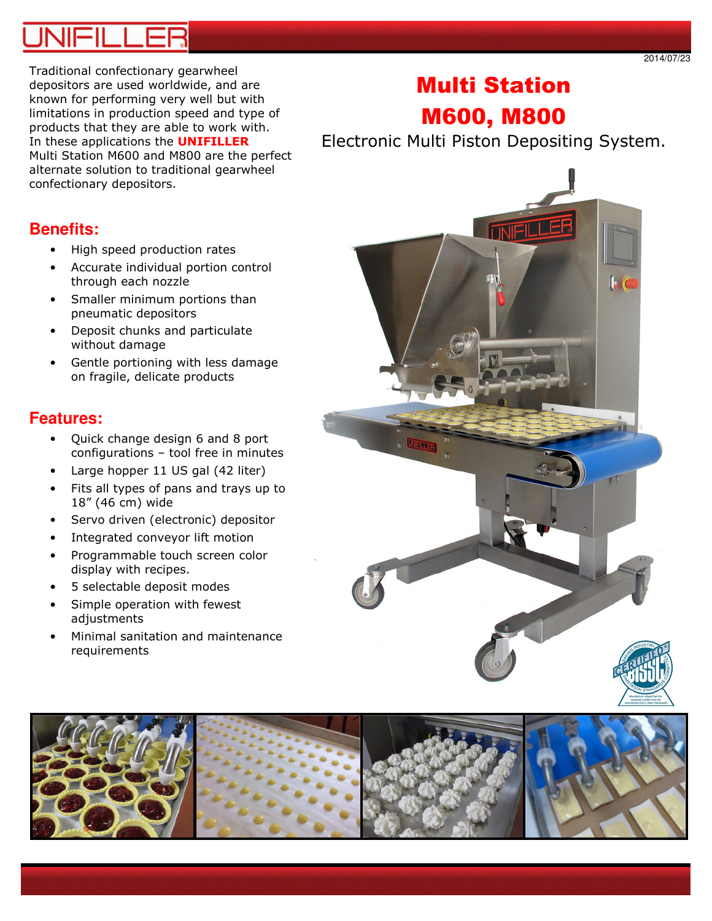UNIFILLER

2014/07/23

# Multi Station M600, M800

Electronic Multi Piston Depositing System.

Traditional confectionary gearwheel depositors are used worldwide, and are known for performing very well but with limitations in production speed and type of products that they are able to work with. In these applications the **UNIFILLER** Multi Station M600 and M800 are the perfect alternate solution to traditional gearwheel confectionary depositors.

## Benefits:

- High speed production rates
- Accurate individual portion control through each nozzle
- Smaller minimum portions than pneumatic depositors
- Deposit chunks and particulate without damage
- Gentle portioning with less damage on fragile, delicate products

## Features:

- Quick change design 6 and 8 port configurations – tool free in minutes
- Large hopper 11 US gal (42 liter)
- Fits all types of pans and trays up to 18" (46 cm) wide
- Servo driven (electronic) depositor
- Integrated conveyor lift motion
- Programmable touch screen color display with recipes.
- 5 selectable deposit modes
- Simple operation with fewest adjustments
- Minimal sanitation and maintenance requirements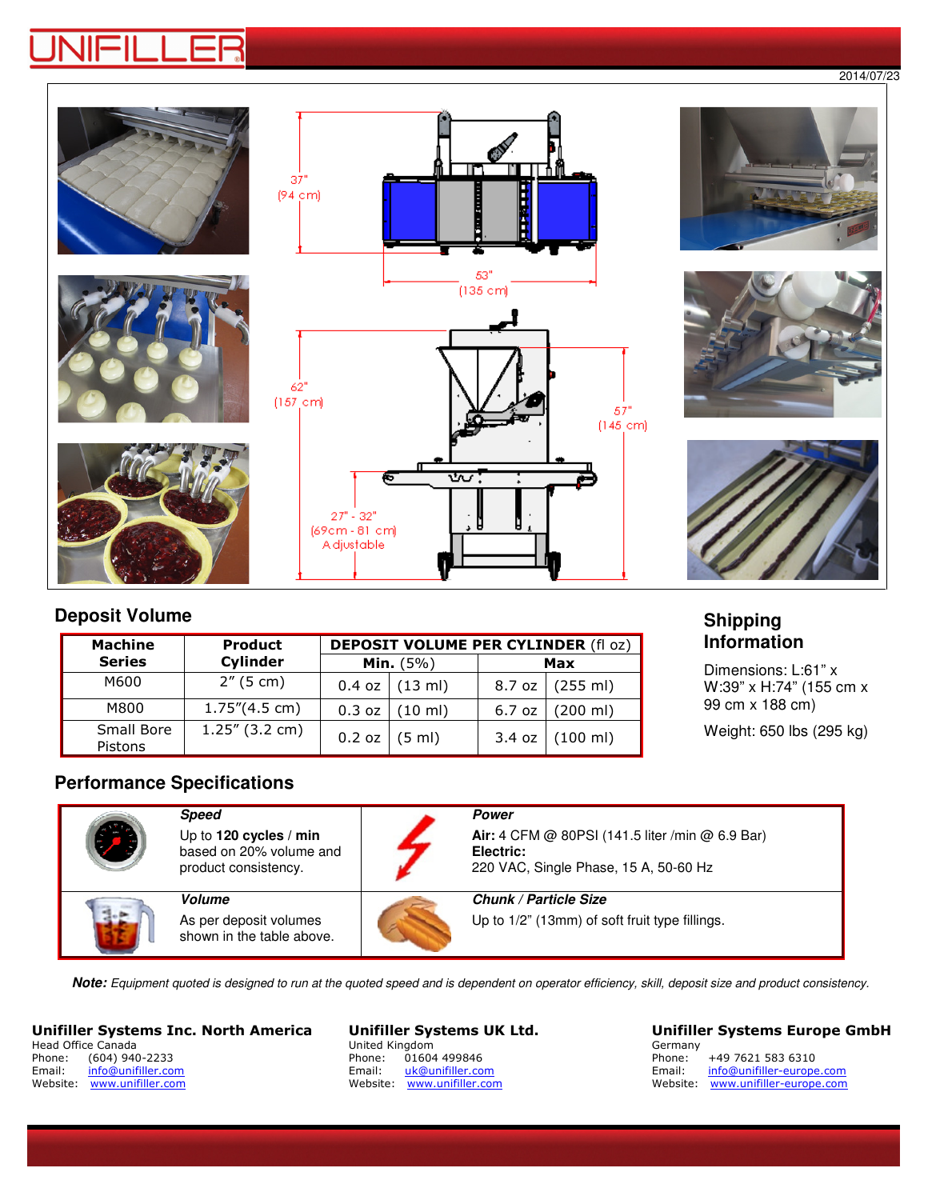2014/07/23

37" (94 cm)

53" (135 cm)

62" (157 cm)

57" (145 cm)

27" - 32" (69cm - 81 cm) Adjustable

## Deposit Volume

| Machine Series | Product Cylinder | DEPOSIT VOLUME PER CYLINDER (fl oz) | | | |
|---|---|---|---|---|---|
| | | **Min.** (5%) | | **Max** | |
| M600 | 2" (5 cm) | 0.4 oz | (13 ml) | 8.7 oz | (255 ml) |
| M800 | 1.75"(4.5 cm) | 0.3 oz | (10 ml) | 6.7 oz | (200 ml) |
| Small Bore Pistons | 1.25" (3.2 cm) | 0.2 oz | (5 ml) | 3.4 oz | (100 ml) |

## Shipping Information

Dimensions: L:61" x W:39" x H:74" (155 cm x 99 cm x 188 cm)

Weight: 650 lbs (295 kg)

## Performance Specifications

| | |
|---|---|
| ***Speed*** Up to **120 cycles** / **min** based on 20% volume and product consistency. | ***Power*** **Air:** 4 CFM @ 80PSI (141.5 liter /min @ 6.9 Bar) **Electric:** 220 VAC, Single Phase, 15 A, 50-60 Hz |
| ***Volume*** As per deposit volumes shown in the table above. | ***Chunk / Particle Size*** Up to 1/2" (13mm) of soft fruit type fillings. |

***Note:*** *Equipment quoted is designed to run at the quoted speed and is dependent on operator efficiency, skill, deposit size and product consistency.*

**Unifiller Systems Inc. North America**
Head Office Canada
Phone: (604) 940-2233
Email: info@unifiller.com
Website: www.unifiller.com

**Unifiller Systems UK Ltd.**
United Kingdom
Phone: 01604 499846
Email: uk@unifiller.com
Website: www.unifiller.com

**Unifiller Systems Europe GmbH**
Germany
Phone: +49 7621 583 6310
Email: info@unifiller-europe.com
Website: www.unifiller-europe.com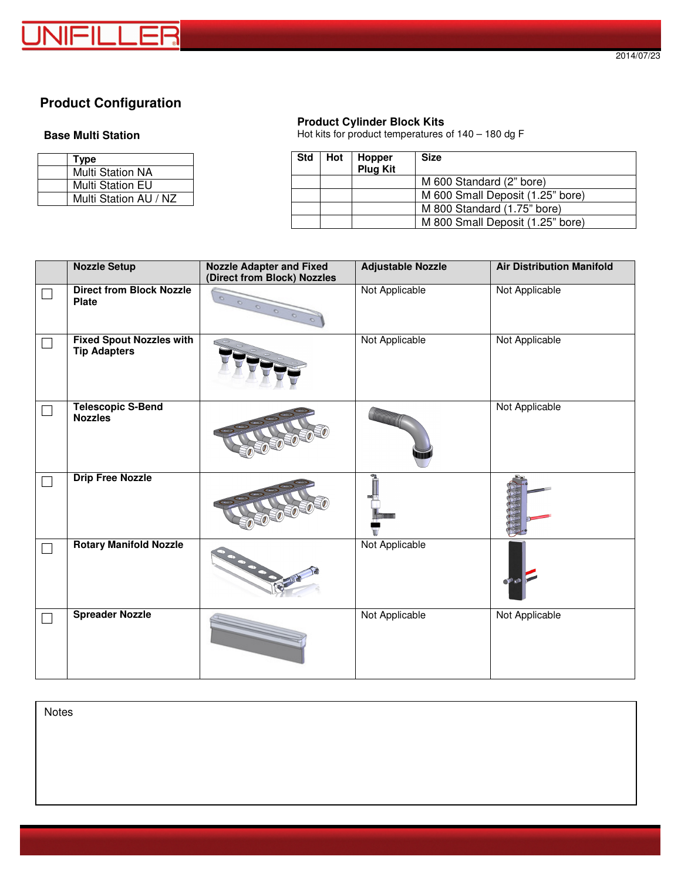## Product Configuration

### Base Multi Station

| | Type |
|---|---|
| | Multi Station NA |
| | Multi Station EU |
| | Multi Station AU / NZ |

### Product Cylinder Block Kits

Hot kits for product temperatures of 140 – 180 dg F

| Std | Hot | Hopper Plug Kit | Size |
|---|---|---|---|
| | | | M 600 Standard (2" bore) |
| | | | M 600 Small Deposit (1.25" bore) |
| | | | M 800 Standard (1.75" bore) |
| | | | M 800 Small Deposit (1.25" bore) |

| | Nozzle Setup | Nozzle Adapter and Fixed (Direct from Block) Nozzles | Adjustable Nozzle | Air Distribution Manifold |
|---|---|---|---|---|
| ☐ | **Direct from Block Nozzle Plate** | | Not Applicable | Not Applicable |
| ☐ | **Fixed Spout Nozzles with Tip Adapters** | | Not Applicable | Not Applicable |
| ☐ | **Telescopic S-Bend Nozzles** | | | Not Applicable |
| ☐ | **Drip Free Nozzle** | | | |
| ☐ | **Rotary Manifold Nozzle** | | Not Applicable | |
| ☐ | **Spreader Nozzle** | | Not Applicable | Not Applicable |

Notes